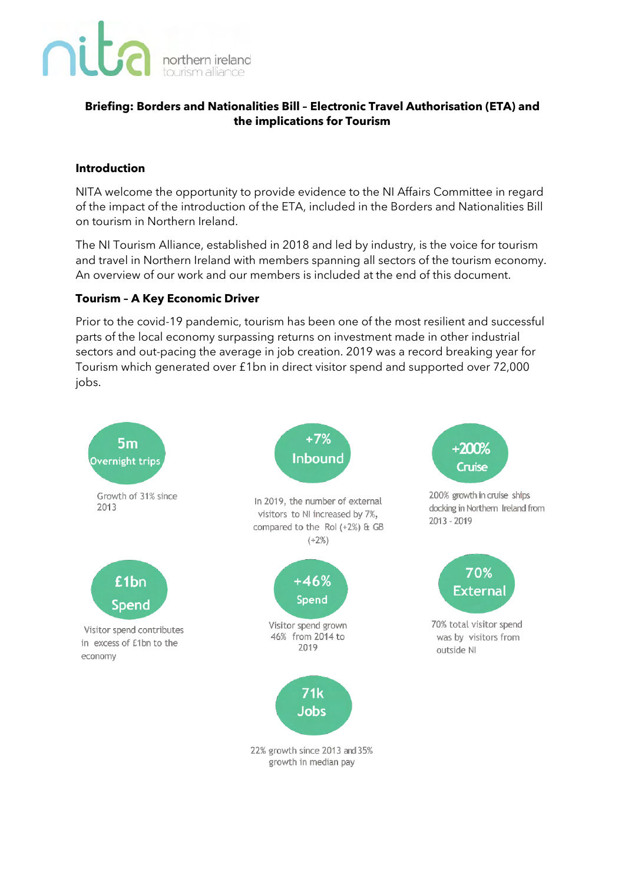nita northern ireland tourism alliance

**Briefing: Borders and Nationalities Bill – Electronic Travel Authorisation (ETA) and the implications for Tourism**

## Introduction

NITA welcome the opportunity to provide evidence to the NI Affairs Committee in regard of the impact of the introduction of the ETA, included in the Borders and Nationalities Bill on tourism in Northern Ireland.

The NI Tourism Alliance, established in 2018 and led by industry, is the voice for tourism and travel in Northern Ireland with members spanning all sectors of the tourism economy. An overview of our work and our members is included at the end of this document.

## Tourism – A Key Economic Driver

Prior to the covid-19 pandemic, tourism has been one of the most resilient and successful parts of the local economy surpassing returns on investment made in other industrial sectors and out-pacing the average in job creation. 2019 was a record breaking year for Tourism which generated over £1bn in direct visitor spend and supported over 72,000 jobs.

**5m Overnight trips**
Growth of 31% since 2013

**+7% Inbound**
In 2019, the number of external visitors to NI increased by 7%, compared to the RoI (+2%) & GB (+2%)

**+200% Cruise**
200% growth in cruise ships docking in Northern Ireland from 2013 - 2019

**£1bn Spend**
Visitor spend contributes in excess of £1bn to the economy

**+46% Spend**
Visitor spend grown 46% from 2014 to 2019

**70% External**
70% total visitor spend was by visitors from outside NI

**71k Jobs**
22% growth since 2013 and 35% growth in median pay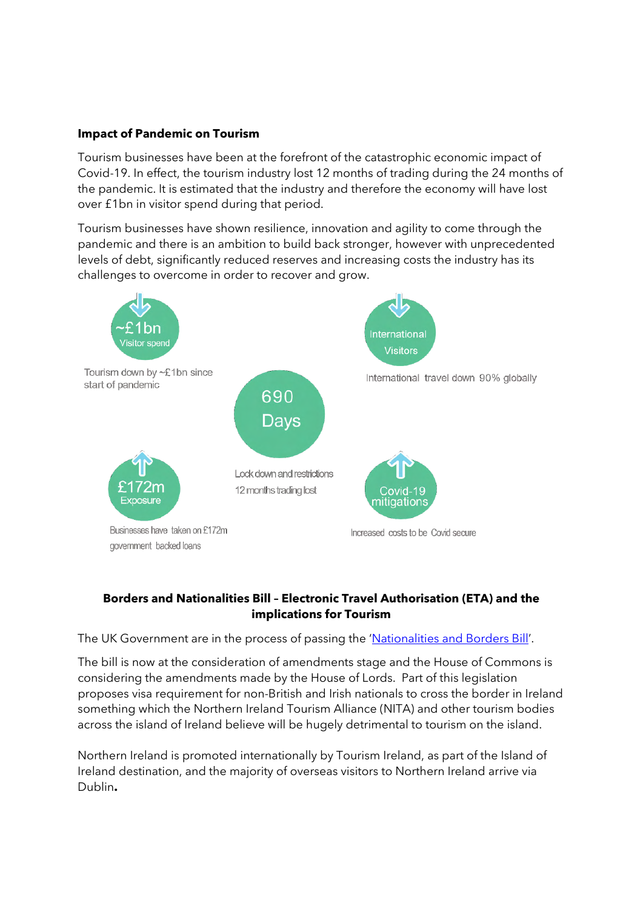**Impact of Pandemic on Tourism**

Tourism businesses have been at the forefront of the catastrophic economic impact of Covid-19. In effect, the tourism industry lost 12 months of trading during the 24 months of the pandemic. It is estimated that the industry and therefore the economy will have lost over £1bn in visitor spend during that period.

Tourism businesses have shown resilience, innovation and agility to come through the pandemic and there is an ambition to build back stronger, however with unprecedented levels of debt, significantly reduced reserves and increasing costs the industry has its challenges to overcome in order to recover and grow.

~£1bn Visitor spend

Tourism down by ~£1bn since start of pandemic

International Visitors

International travel down 90% globally

690 Days

Lock down and restrictions 12 months trading lost

£172m Exposure

Businesses have taken on £172m government backed loans

Covid-19 mitigations

Increased costs to be Covid secure

**Borders and Nationalities Bill – Electronic Travel Authorisation (ETA) and the implications for Tourism**

The UK Government are in the process of passing the '[Nationalities and Borders Bill](https://bills.parliament.uk/bills/3023)'.

The bill is now at the consideration of amendments stage and the House of Commons is considering the amendments made by the House of Lords. Part of this legislation proposes visa requirement for non-British and Irish nationals to cross the border in Ireland something which the Northern Ireland Tourism Alliance (NITA) and other tourism bodies across the island of Ireland believe will be hugely detrimental to tourism on the island.

Northern Ireland is promoted internationally by Tourism Ireland, as part of the Island of Ireland destination, and the majority of overseas visitors to Northern Ireland arrive via Dublin.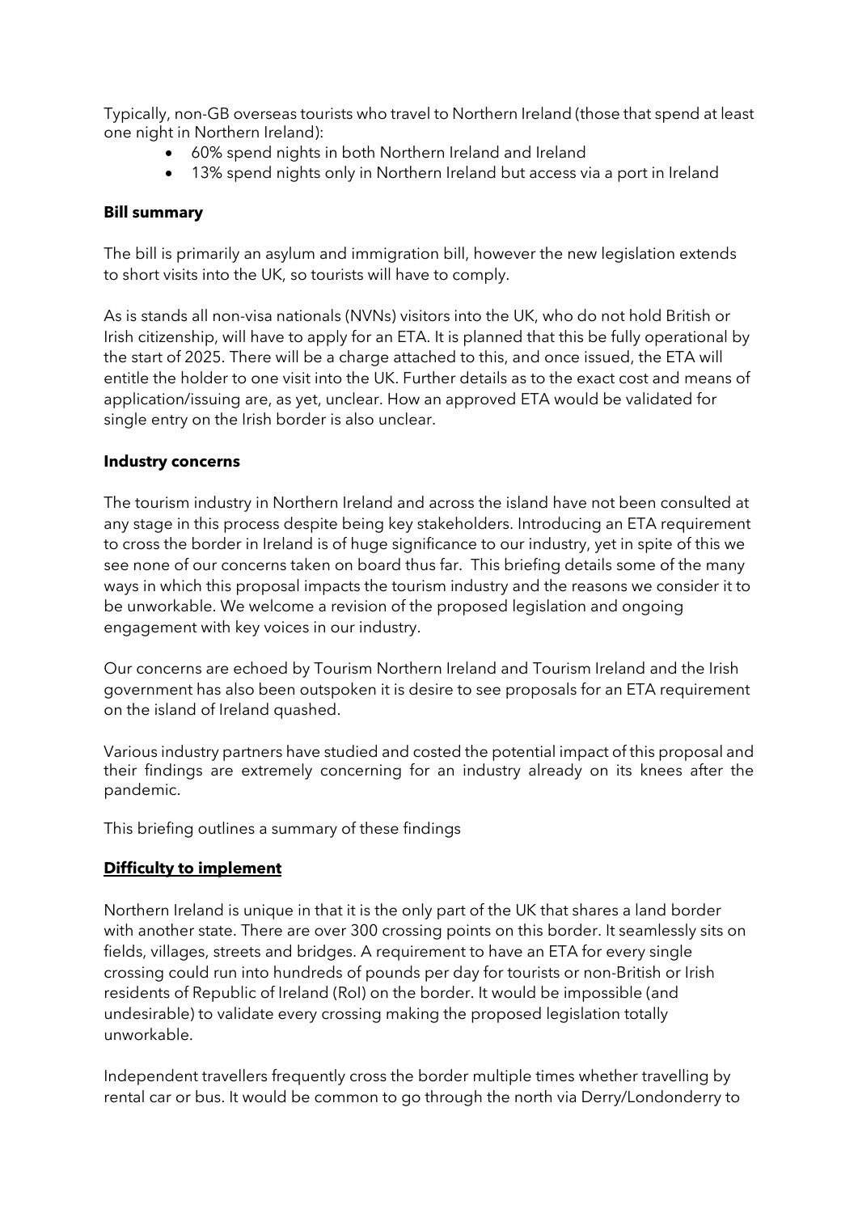Typically, non-GB overseas tourists who travel to Northern Ireland (those that spend at least one night in Northern Ireland):

- 60% spend nights in both Northern Ireland and Ireland
- 13% spend nights only in Northern Ireland but access via a port in Ireland

**Bill summary**

The bill is primarily an asylum and immigration bill, however the new legislation extends to short visits into the UK, so tourists will have to comply.

As is stands all non-visa nationals (NVNs) visitors into the UK, who do not hold British or Irish citizenship, will have to apply for an ETA. It is planned that this be fully operational by the start of 2025. There will be a charge attached to this, and once issued, the ETA will entitle the holder to one visit into the UK. Further details as to the exact cost and means of application/issuing are, as yet, unclear. How an approved ETA would be validated for single entry on the Irish border is also unclear.

**Industry concerns**

The tourism industry in Northern Ireland and across the island have not been consulted at any stage in this process despite being key stakeholders. Introducing an ETA requirement to cross the border in Ireland is of huge significance to our industry, yet in spite of this we see none of our concerns taken on board thus far. This briefing details some of the many ways in which this proposal impacts the tourism industry and the reasons we consider it to be unworkable. We welcome a revision of the proposed legislation and ongoing engagement with key voices in our industry.

Our concerns are echoed by Tourism Northern Ireland and Tourism Ireland and the Irish government has also been outspoken it is desire to see proposals for an ETA requirement on the island of Ireland quashed.

Various industry partners have studied and costed the potential impact of this proposal and their findings are extremely concerning for an industry already on its knees after the pandemic.

This briefing outlines a summary of these findings

**Difficulty to implement**

Northern Ireland is unique in that it is the only part of the UK that shares a land border with another state. There are over 300 crossing points on this border. It seamlessly sits on fields, villages, streets and bridges. A requirement to have an ETA for every single crossing could run into hundreds of pounds per day for tourists or non-British or Irish residents of Republic of Ireland (RoI) on the border. It would be impossible (and undesirable) to validate every crossing making the proposed legislation totally unworkable.

Independent travellers frequently cross the border multiple times whether travelling by rental car or bus. It would be common to go through the north via Derry/Londonderry to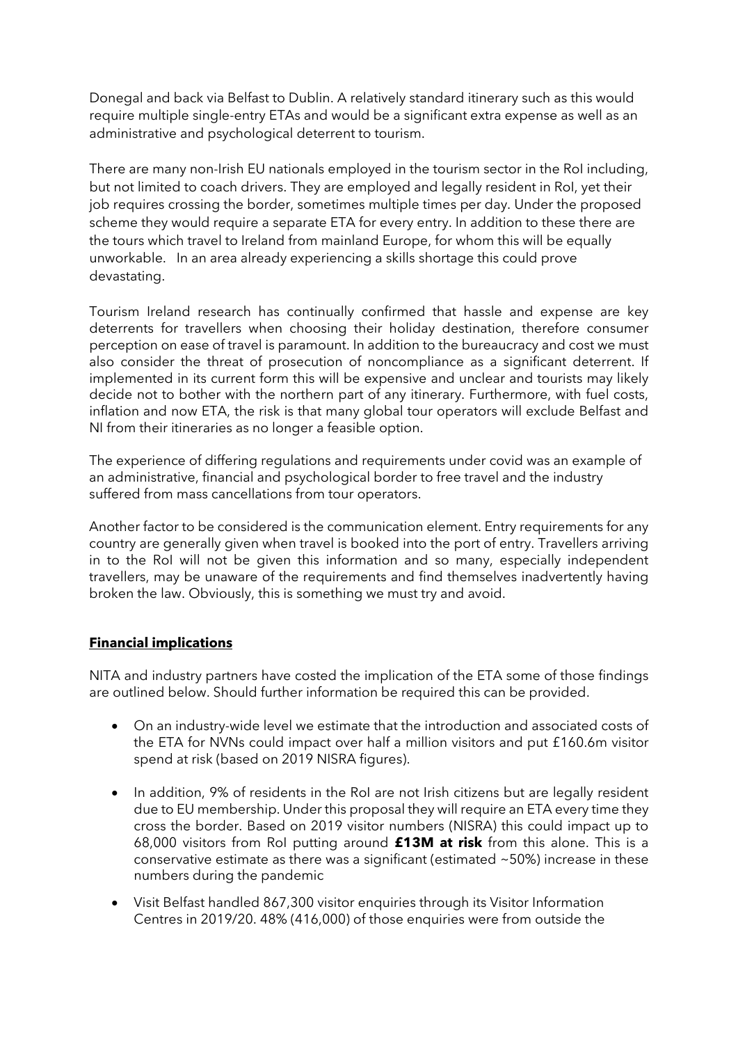Donegal and back via Belfast to Dublin. A relatively standard itinerary such as this would require multiple single-entry ETAs and would be a significant extra expense as well as an administrative and psychological deterrent to tourism.

There are many non-Irish EU nationals employed in the tourism sector in the RoI including, but not limited to coach drivers. They are employed and legally resident in RoI, yet their job requires crossing the border, sometimes multiple times per day. Under the proposed scheme they would require a separate ETA for every entry. In addition to these there are the tours which travel to Ireland from mainland Europe, for whom this will be equally unworkable. In an area already experiencing a skills shortage this could prove devastating.

Tourism Ireland research has continually confirmed that hassle and expense are key deterrents for travellers when choosing their holiday destination, therefore consumer perception on ease of travel is paramount. In addition to the bureaucracy and cost we must also consider the threat of prosecution of noncompliance as a significant deterrent. If implemented in its current form this will be expensive and unclear and tourists may likely decide not to bother with the northern part of any itinerary. Furthermore, with fuel costs, inflation and now ETA, the risk is that many global tour operators will exclude Belfast and NI from their itineraries as no longer a feasible option.

The experience of differing regulations and requirements under covid was an example of an administrative, financial and psychological border to free travel and the industry suffered from mass cancellations from tour operators.

Another factor to be considered is the communication element. Entry requirements for any country are generally given when travel is booked into the port of entry. Travellers arriving in to the RoI will not be given this information and so many, especially independent travellers, may be unaware of the requirements and find themselves inadvertently having broken the law. Obviously, this is something we must try and avoid.

## Financial implications

NITA and industry partners have costed the implication of the ETA some of those findings are outlined below. Should further information be required this can be provided.

- On an industry-wide level we estimate that the introduction and associated costs of the ETA for NVNs could impact over half a million visitors and put £160.6m visitor spend at risk (based on 2019 NISRA figures).

- In addition, 9% of residents in the RoI are not Irish citizens but are legally resident due to EU membership. Under this proposal they will require an ETA every time they cross the border. Based on 2019 visitor numbers (NISRA) this could impact up to 68,000 visitors from RoI putting around **£13M at risk** from this alone. This is a conservative estimate as there was a significant (estimated ~50%) increase in these numbers during the pandemic

- Visit Belfast handled 867,300 visitor enquiries through its Visitor Information Centres in 2019/20. 48% (416,000) of those enquiries were from outside the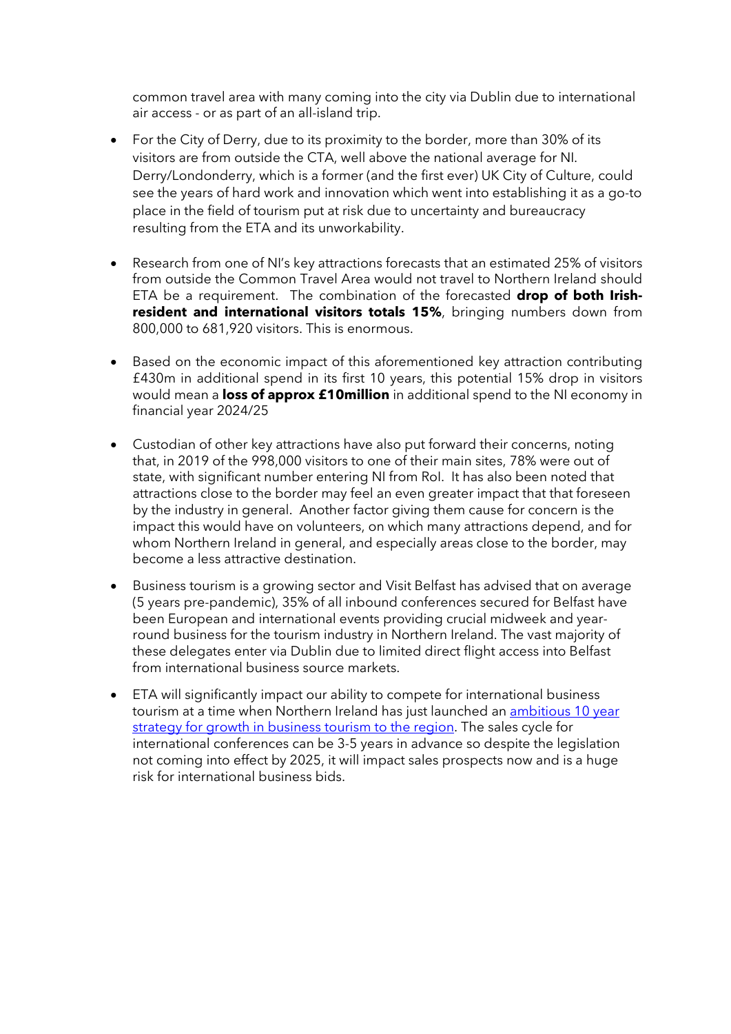common travel area with many coming into the city via Dublin due to international air access - or as part of an all-island trip.

- For the City of Derry, due to its proximity to the border, more than 30% of its visitors are from outside the CTA, well above the national average for NI. Derry/Londonderry, which is a former (and the first ever) UK City of Culture, could see the years of hard work and innovation which went into establishing it as a go-to place in the field of tourism put at risk due to uncertainty and bureaucracy resulting from the ETA and its unworkability.

- Research from one of NI's key attractions forecasts that an estimated 25% of visitors from outside the Common Travel Area would not travel to Northern Ireland should ETA be a requirement. The combination of the forecasted **drop of both Irish-resident and international visitors totals 15%**, bringing numbers down from 800,000 to 681,920 visitors. This is enormous.

- Based on the economic impact of this aforementioned key attraction contributing £430m in additional spend in its first 10 years, this potential 15% drop in visitors would mean a **loss of approx £10million** in additional spend to the NI economy in financial year 2024/25

- Custodian of other key attractions have also put forward their concerns, noting that, in 2019 of the 998,000 visitors to one of their main sites, 78% were out of state, with significant number entering NI from RoI. It has also been noted that attractions close to the border may feel an even greater impact that that foreseen by the industry in general. Another factor giving them cause for concern is the impact this would have on volunteers, on which many attractions depend, and for whom Northern Ireland in general, and especially areas close to the border, may become a less attractive destination.

- Business tourism is a growing sector and Visit Belfast has advised that on average (5 years pre-pandemic), 35% of all inbound conferences secured for Belfast have been European and international events providing crucial midweek and year-round business for the tourism industry in Northern Ireland. The vast majority of these delegates enter via Dublin due to limited direct flight access into Belfast from international business source markets.

- ETA will significantly impact our ability to compete for international business tourism at a time when Northern Ireland has just launched an ambitious 10 year strategy for growth in business tourism to the region. The sales cycle for international conferences can be 3-5 years in advance so despite the legislation not coming into effect by 2025, it will impact sales prospects now and is a huge risk for international business bids.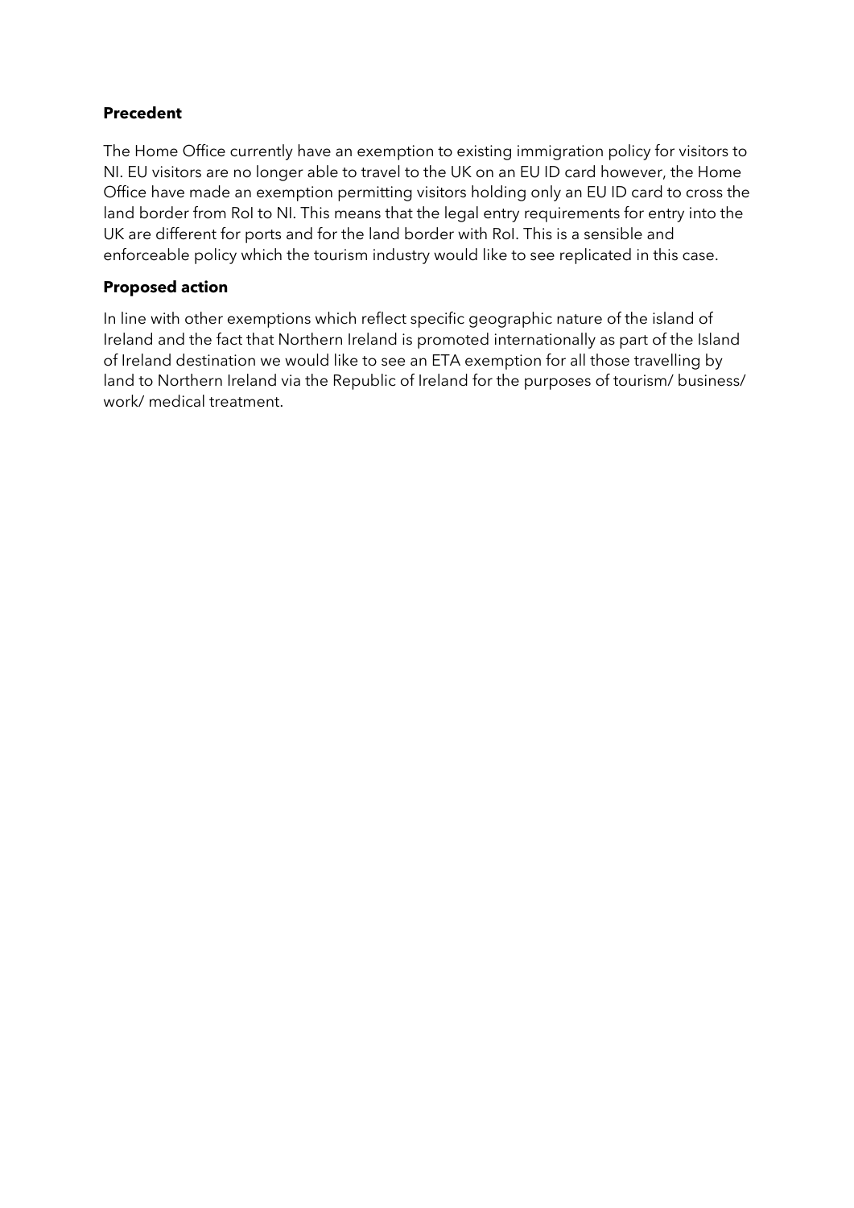**Precedent**

The Home Office currently have an exemption to existing immigration policy for visitors to NI. EU visitors are no longer able to travel to the UK on an EU ID card however, the Home Office have made an exemption permitting visitors holding only an EU ID card to cross the land border from RoI to NI. This means that the legal entry requirements for entry into the UK are different for ports and for the land border with RoI. This is a sensible and enforceable policy which the tourism industry would like to see replicated in this case.

**Proposed action**

In line with other exemptions which reflect specific geographic nature of the island of Ireland and the fact that Northern Ireland is promoted internationally as part of the Island of Ireland destination we would like to see an ETA exemption for all those travelling by land to Northern Ireland via the Republic of Ireland for the purposes of tourism/ business/ work/ medical treatment.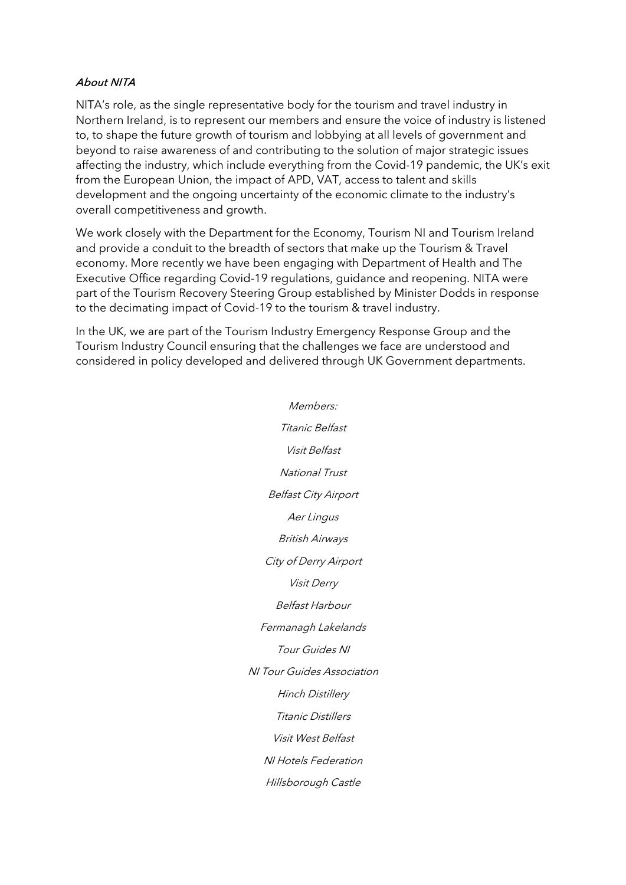### *About NITA*

NITA's role, as the single representative body for the tourism and travel industry in Northern Ireland, is to represent our members and ensure the voice of industry is listened to, to shape the future growth of tourism and lobbying at all levels of government and beyond to raise awareness of and contributing to the solution of major strategic issues affecting the industry, which include everything from the Covid-19 pandemic, the UK's exit from the European Union, the impact of APD, VAT, access to talent and skills development and the ongoing uncertainty of the economic climate to the industry's overall competitiveness and growth.

We work closely with the Department for the Economy, Tourism NI and Tourism Ireland and provide a conduit to the breadth of sectors that make up the Tourism & Travel economy. More recently we have been engaging with Department of Health and The Executive Office regarding Covid-19 regulations, guidance and reopening. NITA were part of the Tourism Recovery Steering Group established by Minister Dodds in response to the decimating impact of Covid-19 to the tourism & travel industry.

In the UK, we are part of the Tourism Industry Emergency Response Group and the Tourism Industry Council ensuring that the challenges we face are understood and considered in policy developed and delivered through UK Government departments.

*Members:*

*Titanic Belfast*

*Visit Belfast*

*National Trust*

*Belfast City Airport*

*Aer Lingus*

*British Airways*

*City of Derry Airport*

*Visit Derry*

*Belfast Harbour*

*Fermanagh Lakelands*

*Tour Guides NI*

*NI Tour Guides Association*

*Hinch Distillery*

*Titanic Distillers*

*Visit West Belfast*

*NI Hotels Federation*

*Hillsborough Castle*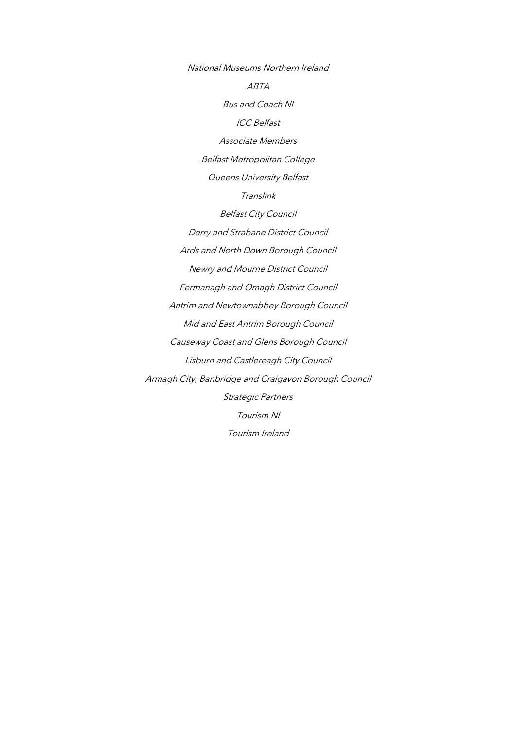*National Museums Northern Ireland*

*ABTA*

*Bus and Coach NI*

*ICC Belfast*

*Associate Members*

*Belfast Metropolitan College*

*Queens University Belfast*

*Translink*

*Belfast City Council*

*Derry and Strabane District Council*

*Ards and North Down Borough Council*

*Newry and Mourne District Council*

*Fermanagh and Omagh District Council*

*Antrim and Newtownabbey Borough Council*

*Mid and East Antrim Borough Council*

*Causeway Coast and Glens Borough Council*

*Lisburn and Castlereagh City Council*

*Armagh City, Banbridge and Craigavon Borough Council*

*Strategic Partners*

*Tourism NI*

*Tourism Ireland*